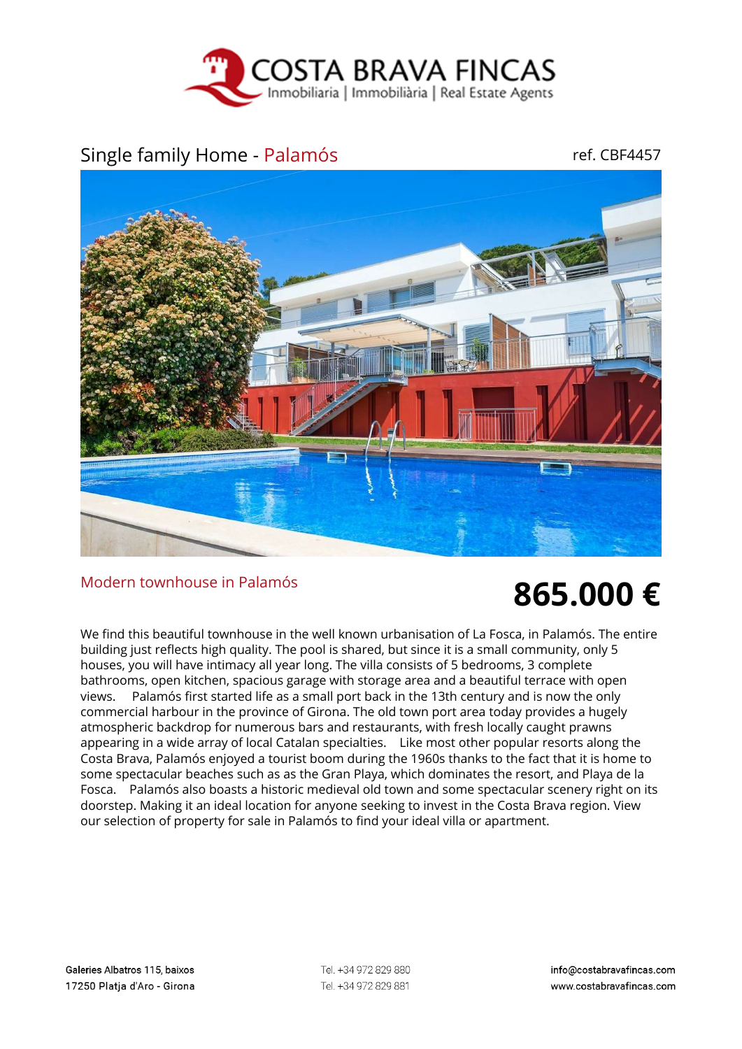COSTA BRAVA FINCAS
Inmobiliaria | Immobiliària | Real Estate Agents

# Single family Home - Palamós

ref. CBF4457

## Modern townhouse in Palamós

**865.000 €**

We find this beautiful townhouse in the well known urbanisation of La Fosca, in Palamós. The entire building just reflects high quality. The pool is shared, but since it is a small community, only 5 houses, you will have intimacy all year long. The villa consists of 5 bedrooms, 3 complete bathrooms, open kitchen, spacious garage with storage area and a beautiful terrace with open views.    Palamós first started life as a small port back in the 13th century and is now the only commercial harbour in the province of Girona. The old town port area today provides a hugely atmospheric backdrop for numerous bars and restaurants, with fresh locally caught prawns appearing in a wide array of local Catalan specialties.    Like most other popular resorts along the Costa Brava, Palamós enjoyed a tourist boom during the 1960s thanks to the fact that it is home to some spectacular beaches such as as the Gran Playa, which dominates the resort, and Playa de la Fosca.    Palamós also boasts a historic medieval old town and some spectacular scenery right on its doorstep. Making it an ideal location for anyone seeking to invest in the Costa Brava region. View our selection of property for sale in Palamós to find your ideal villa or apartment.

Galeries Albatros 115, baixos
17250 Platja d'Aro - Girona

Tel. +34 972 829 880
Tel. +34 972 829 881

info@costabravafincas.com
www.costabravafincas.com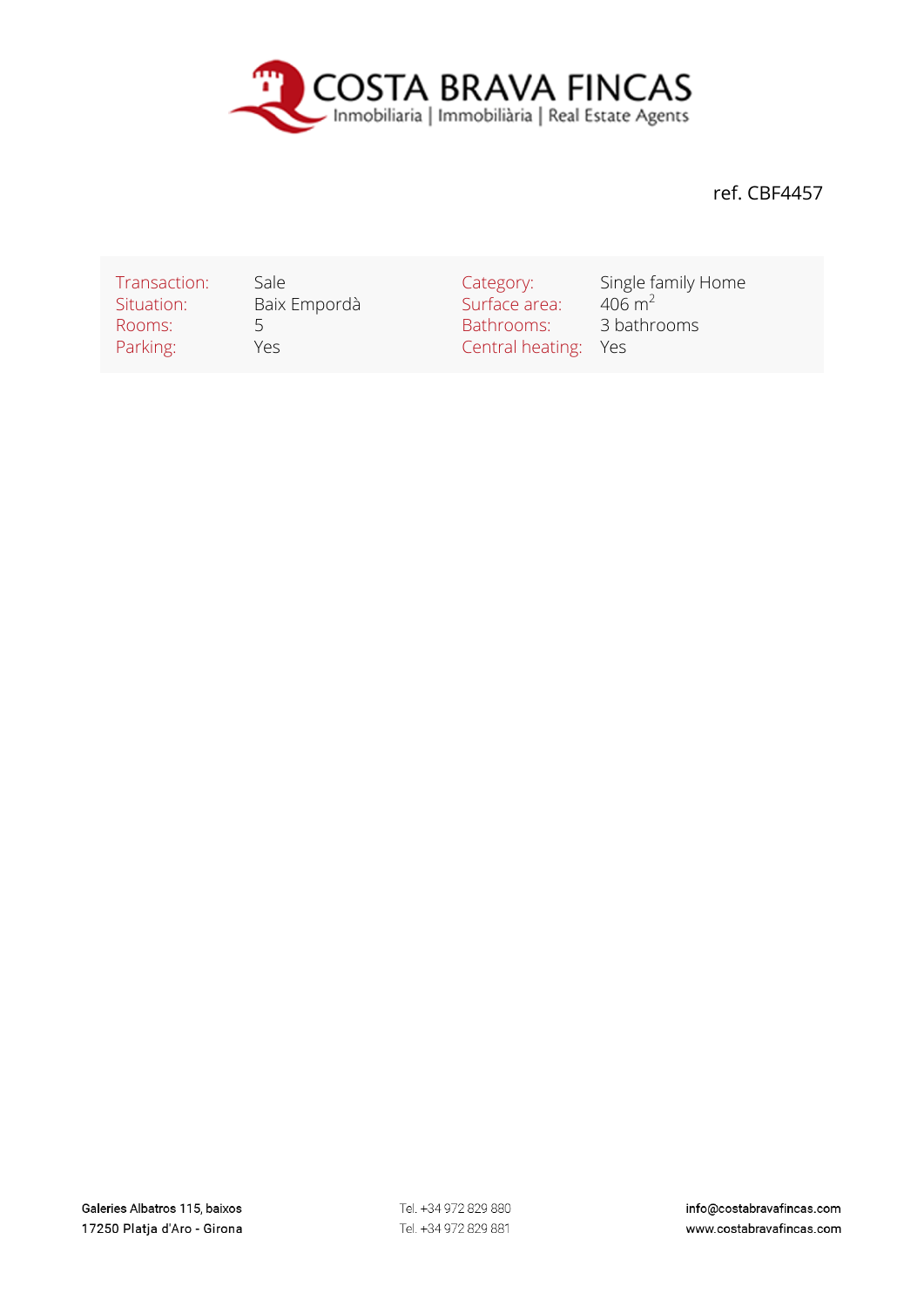# COSTA BRAVA FINCAS

Inmobiliaria | Immobiliària | Real Estate Agents

ref. CBF4457

| | | | |
|---|---|---|---|
| Transaction: | Sale | Category: | Single family Home |
| Situation: | Baix Empordà | Surface area: | 406 m$^2$ |
| Rooms: | 5 | Bathrooms: | 3 bathrooms |
| Parking: | Yes | Central heating: | Yes |

Galeries Albatros 115, baixos
17250 Platja d'Aro - Girona

Tel. +34 972 829 880
Tel. +34 972 829 881

info@costabravafincas.com
www.costabravafincas.com